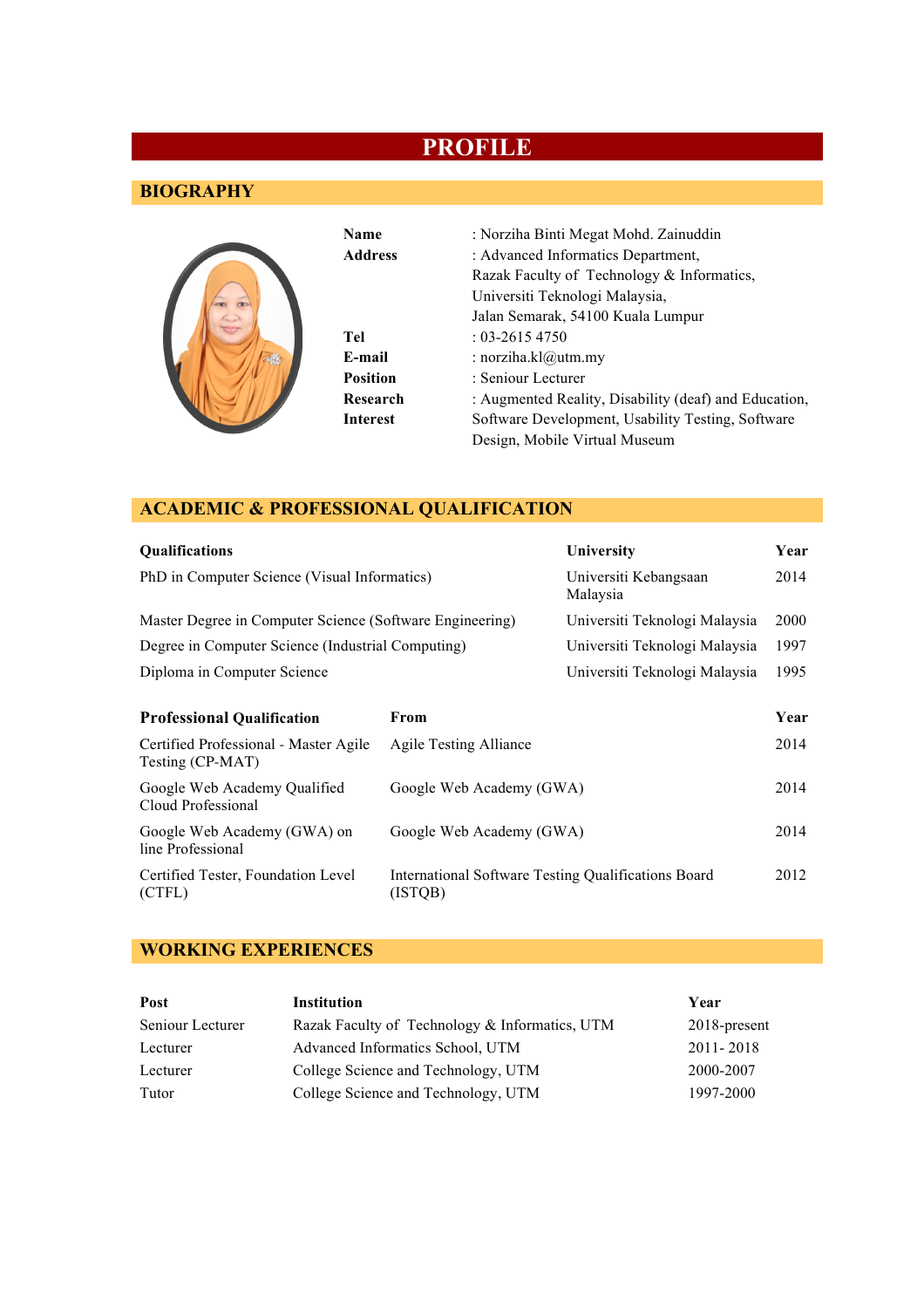# PROFILE

## BIOGRAPHY

| | |
|---|---|
| **Name** | : Norziha Binti Megat Mohd. Zainuddin |
| **Address** | : Advanced Informatics Department, Razak Faculty of Technology & Informatics, Universiti Teknologi Malaysia, Jalan Semarak, 54100 Kuala Lumpur |
| **Tel** | : 03-2615 4750 |
| **E-mail** | : norziha.kl@utm.my |
| **Position** | : Seniour Lecturer |
| **Research Interest** | : Augmented Reality, Disability (deaf) and Education, Software Development, Usability Testing, Software Design, Mobile Virtual Museum |

## ACADEMIC & PROFESSIONAL QUALIFICATION

| Qualifications | University | Year |
|---|---|---|
| PhD in Computer Science (Visual Informatics) | Universiti Kebangsaan Malaysia | 2014 |
| Master Degree in Computer Science (Software Engineering) | Universiti Teknologi Malaysia | 2000 |
| Degree in Computer Science (Industrial Computing) | Universiti Teknologi Malaysia | 1997 |
| Diploma in Computer Science | Universiti Teknologi Malaysia | 1995 |

| Professional Qualification | From | Year |
|---|---|---|
| Certified Professional - Master Agile Testing (CP-MAT) | Agile Testing Alliance | 2014 |
| Google Web Academy Qualified Cloud Professional | Google Web Academy (GWA) | 2014 |
| Google Web Academy (GWA) on line Professional | Google Web Academy (GWA) | 2014 |
| Certified Tester, Foundation Level (CTFL) | International Software Testing Qualifications Board (ISTQB) | 2012 |

## WORKING EXPERIENCES

| Post | Institution | Year |
|---|---|---|
| Seniour Lecturer | Razak Faculty of Technology & Informatics, UTM | 2018-present |
| Lecturer | Advanced Informatics School, UTM | 2011- 2018 |
| Lecturer | College Science and Technology, UTM | 2000-2007 |
| Tutor | College Science and Technology, UTM | 1997-2000 |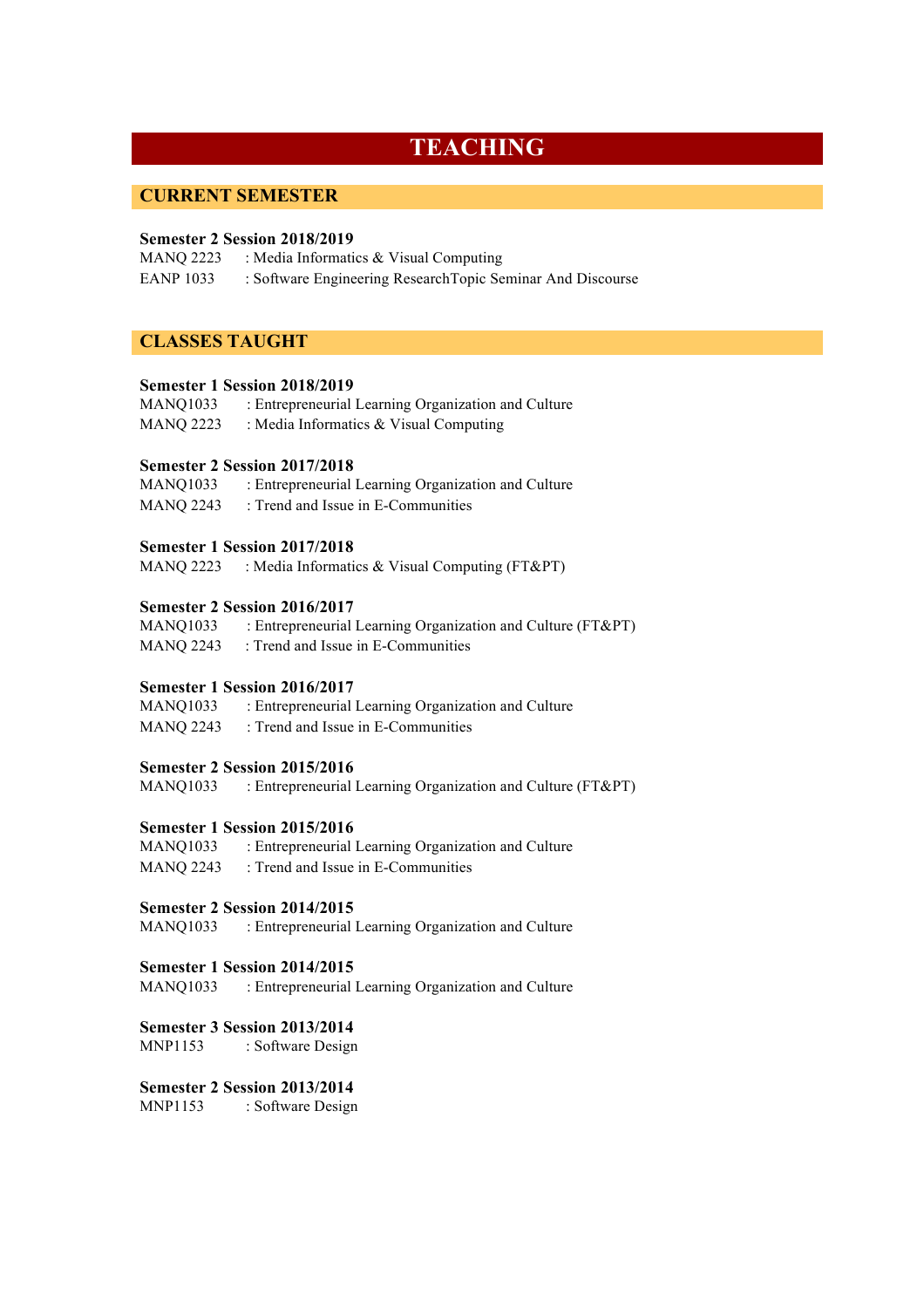# TEACHING

## CURRENT SEMESTER

**Semester 2 Session 2018/2019**

MANQ 2223 : Media Informatics & Visual Computing
EANP 1033 : Software Engineering ResearchTopic Seminar And Discourse

## CLASSES TAUGHT

**Semester 1 Session 2018/2019**

MANQ1033 : Entrepreneurial Learning Organization and Culture
MANQ 2223 : Media Informatics & Visual Computing

**Semester 2 Session 2017/2018**

MANQ1033 : Entrepreneurial Learning Organization and Culture
MANQ 2243 : Trend and Issue in E-Communities

**Semester 1 Session 2017/2018**

MANQ 2223 : Media Informatics & Visual Computing (FT&PT)

**Semester 2 Session 2016/2017**

MANQ1033 : Entrepreneurial Learning Organization and Culture (FT&PT)
MANQ 2243 : Trend and Issue in E-Communities

**Semester 1 Session 2016/2017**

MANQ1033 : Entrepreneurial Learning Organization and Culture
MANQ 2243 : Trend and Issue in E-Communities

**Semester 2 Session 2015/2016**

MANQ1033 : Entrepreneurial Learning Organization and Culture (FT&PT)

**Semester 1 Session 2015/2016**

MANQ1033 : Entrepreneurial Learning Organization and Culture
MANQ 2243 : Trend and Issue in E-Communities

**Semester 2 Session 2014/2015**

MANQ1033 : Entrepreneurial Learning Organization and Culture

**Semester 1 Session 2014/2015**

MANQ1033 : Entrepreneurial Learning Organization and Culture

**Semester 3 Session 2013/2014**

MNP1153 : Software Design

**Semester 2 Session 2013/2014**

MNP1153 : Software Design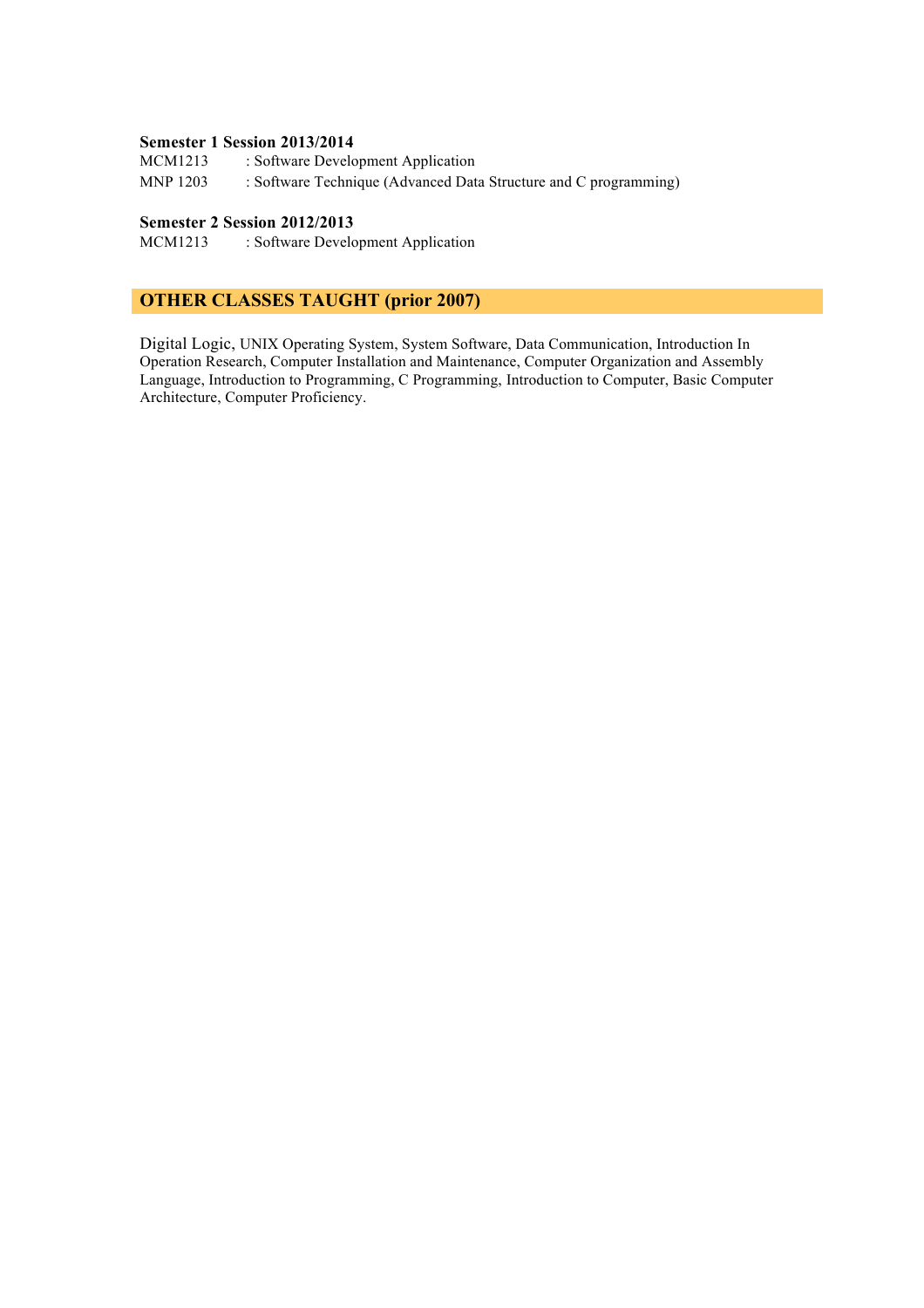**Semester 1 Session 2013/2014**

MCM1213 : Software Development Application

MNP 1203 : Software Technique (Advanced Data Structure and C programming)

**Semester 2 Session 2012/2013**

MCM1213 : Software Development Application

## OTHER CLASSES TAUGHT (prior 2007)

Digital Logic, UNIX Operating System, System Software, Data Communication, Introduction In Operation Research, Computer Installation and Maintenance, Computer Organization and Assembly Language, Introduction to Programming, C Programming, Introduction to Computer, Basic Computer Architecture, Computer Proficiency.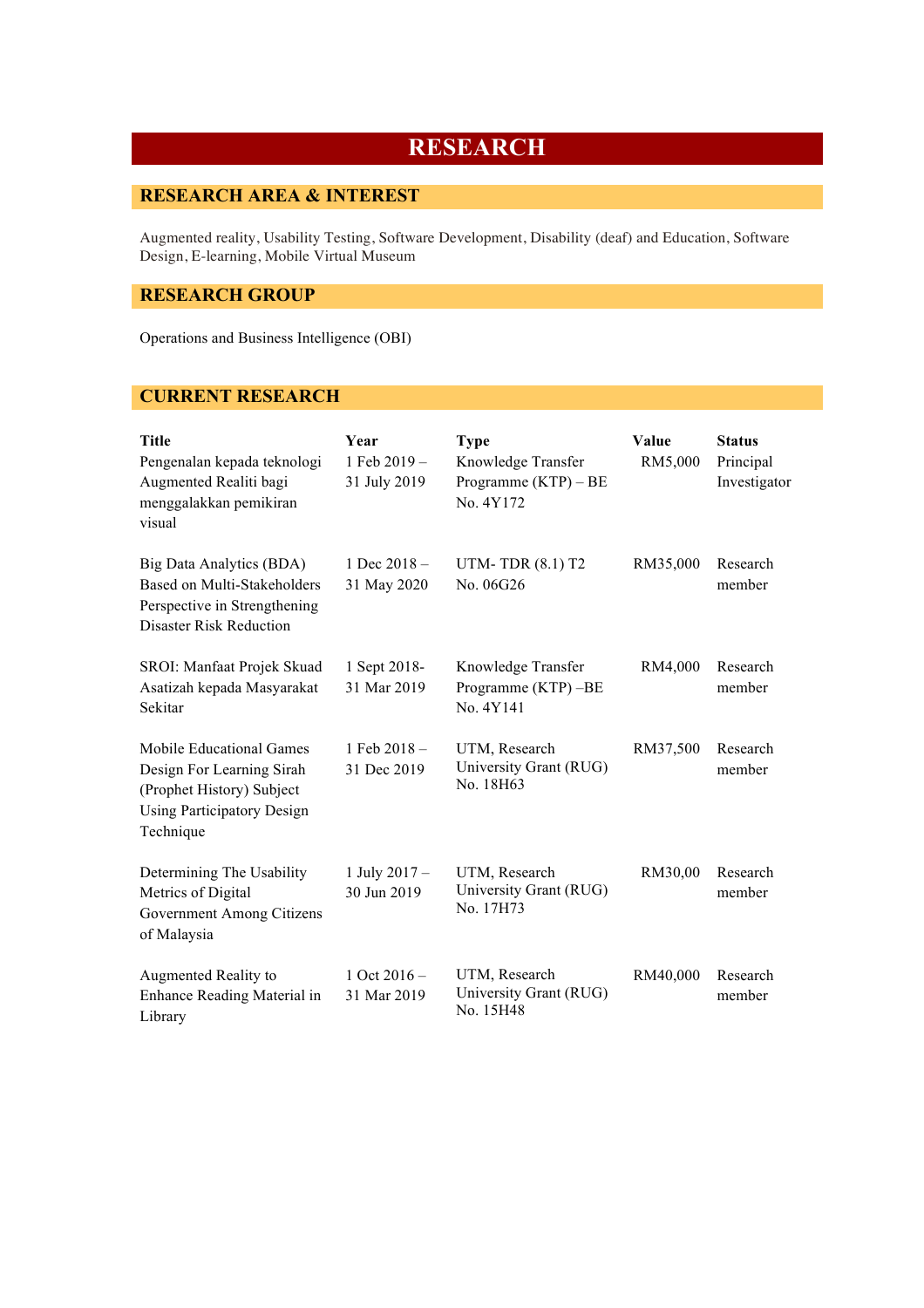# RESEARCH

## RESEARCH AREA & INTEREST

Augmented reality, Usability Testing, Software Development, Disability (deaf) and Education, Software Design, E-learning, Mobile Virtual Museum

## RESEARCH GROUP

Operations and Business Intelligence (OBI)

## CURRENT RESEARCH

| Title | Year | Type | Value | Status |
|---|---|---|---|---|
| Pengenalan kepada teknologi Augmented Realiti bagi menggalakkan pemikiran visual | 1 Feb 2019 – 31 July 2019 | Knowledge Transfer Programme (KTP) – BE No. 4Y172 | RM5,000 | Principal Investigator |
| Big Data Analytics (BDA) Based on Multi-Stakeholders Perspective in Strengthening Disaster Risk Reduction | 1 Dec 2018 – 31 May 2020 | UTM- TDR (8.1) T2 No. 06G26 | RM35,000 | Research member |
| SROI: Manfaat Projek Skuad Asatizah kepada Masyarakat Sekitar | 1 Sept 2018- 31 Mar 2019 | Knowledge Transfer Programme (KTP) –BE No. 4Y141 | RM4,000 | Research member |
| Mobile Educational Games Design For Learning Sirah (Prophet History) Subject Using Participatory Design Technique | 1 Feb 2018 – 31 Dec 2019 | UTM, Research University Grant (RUG) No. 18H63 | RM37,500 | Research member |
| Determining The Usability Metrics of Digital Government Among Citizens of Malaysia | 1 July 2017 – 30 Jun 2019 | UTM, Research University Grant (RUG) No. 17H73 | RM30,00 | Research member |
| Augmented Reality to Enhance Reading Material in Library | 1 Oct 2016 – 31 Mar 2019 | UTM, Research University Grant (RUG) No. 15H48 | RM40,000 | Research member |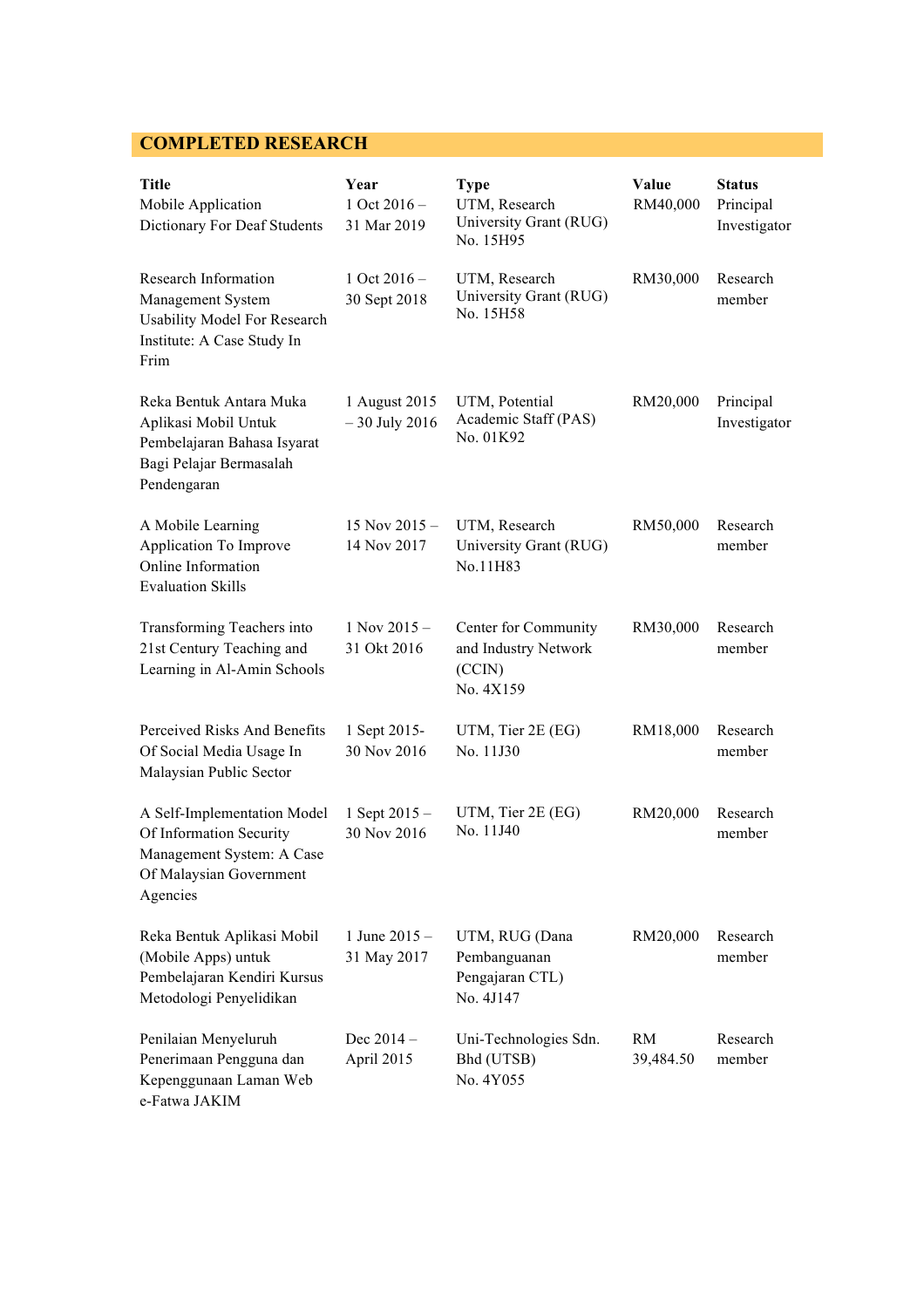## COMPLETED RESEARCH

| Title | Year | Type | Value | Status |
|---|---|---|---|---|
| Mobile Application Dictionary For Deaf Students | 1 Oct 2016 – 31 Mar 2019 | UTM, Research University Grant (RUG) No. 15H95 | RM40,000 | Principal Investigator |
| Research Information Management System Usability Model For Research Institute: A Case Study In Frim | 1 Oct 2016 – 30 Sept 2018 | UTM, Research University Grant (RUG) No. 15H58 | RM30,000 | Research member |
| Reka Bentuk Antara Muka Aplikasi Mobil Untuk Pembelajaran Bahasa Isyarat Bagi Pelajar Bermasalah Pendengaran | 1 August 2015 – 30 July 2016 | UTM, Potential Academic Staff (PAS) No. 01K92 | RM20,000 | Principal Investigator |
| A Mobile Learning Application To Improve Online Information Evaluation Skills | 15 Nov 2015 – 14 Nov 2017 | UTM, Research University Grant (RUG) No.11H83 | RM50,000 | Research member |
| Transforming Teachers into 21st Century Teaching and Learning in Al-Amin Schools | 1 Nov 2015 – 31 Okt 2016 | Center for Community and Industry Network (CCIN) No. 4X159 | RM30,000 | Research member |
| Perceived Risks And Benefits Of Social Media Usage In Malaysian Public Sector | 1 Sept 2015- 30 Nov 2016 | UTM, Tier 2E (EG) No. 11J30 | RM18,000 | Research member |
| A Self-Implementation Model Of Information Security Management System: A Case Of Malaysian Government Agencies | 1 Sept 2015 – 30 Nov 2016 | UTM, Tier 2E (EG) No. 11J40 | RM20,000 | Research member |
| Reka Bentuk Aplikasi Mobil (Mobile Apps) untuk Pembelajaran Kendiri Kursus Metodologi Penyelidikan | 1 June 2015 – 31 May 2017 | UTM, RUG (Dana Pembanguanan Pengajaran CTL) No. 4J147 | RM20,000 | Research member |
| Penilaian Menyeluruh Penerimaan Pengguna dan Kepenggunaan Laman Web e-Fatwa JAKIM | Dec 2014 – April 2015 | Uni-Technologies Sdn. Bhd (UTSB) No. 4Y055 | RM 39,484.50 | Research member |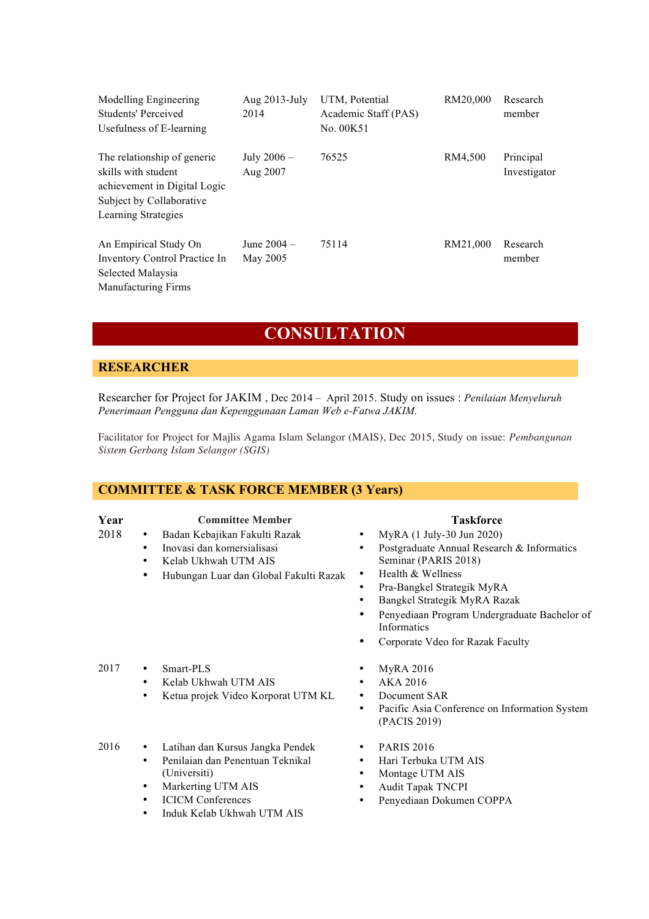| | | | | |
|---|---|---|---|---|
| Modelling Engineering Students' Perceived Usefulness of E-learning | Aug 2013-July 2014 | UTM, Potential Academic Staff (PAS) No. 00K51 | RM20,000 | Research member |
| The relationship of generic skills with student achievement in Digital Logic Subject by Collaborative Learning Strategies | July 2006 – Aug 2007 | 76525 | RM4,500 | Principal Investigator |
| An Empirical Study On Inventory Control Practice In Selected Malaysia Manufacturing Firms | June 2004 – May 2005 | 75114 | RM21,000 | Research member |

# CONSULTATION

## RESEARCHER

Researcher for Project for JAKIM , Dec 2014 – April 2015. Study on issues : *Penilaian Menyeluruh Penerimaan Pengguna dan Kepenggunaan Laman Web e-Fatwa JAKIM.*

Facilitator for Project for Majlis Agama Islam Selangor (MAIS), Dec 2015, Study on issue: *Pembangunan Sistem Gerbang Islam Selangor (SGIS)*

## COMMITTEE & TASK FORCE MEMBER (3 Years)

| Year | Committee Member | Taskforce |
|---|---|---|
| 2018 | • Badan Kebajikan Fakulti Razak<br>• Inovasi dan komersialisasi<br>• Kelab Ukhwah UTM AIS<br>• Hubungan Luar dan Global Fakulti Razak | • MyRA (1 July-30 Jun 2020)<br>• Postgraduate Annual Research & Informatics Seminar (PARIS 2018)<br>• Health & Wellness<br>• Pra-Bangkel Strategik MyRA<br>• Bangkel Strategik MyRA Razak<br>• Penyediaan Program Undergraduate Bachelor of Informatics<br>• Corporate Vdeo for Razak Faculty |
| 2017 | • Smart-PLS<br>• Kelab Ukhwah UTM AIS<br>• Ketua projek Video Korporat UTM KL | • MyRA 2016<br>• AKA 2016<br>• Document SAR<br>• Pacific Asia Conference on Information System (PACIS 2019) |
| 2016 | • Latihan dan Kursus Jangka Pendek<br>• Penilaian dan Penentuan Teknikal (Universiti)<br>• Markerting UTM AIS<br>• ICICM Conferences<br>• Induk Kelab Ukhwah UTM AIS | • PARIS 2016<br>• Hari Terbuka UTM AIS<br>• Montage UTM AIS<br>• Audit Tapak TNCPI<br>• Penyediaan Dokumen COPPA |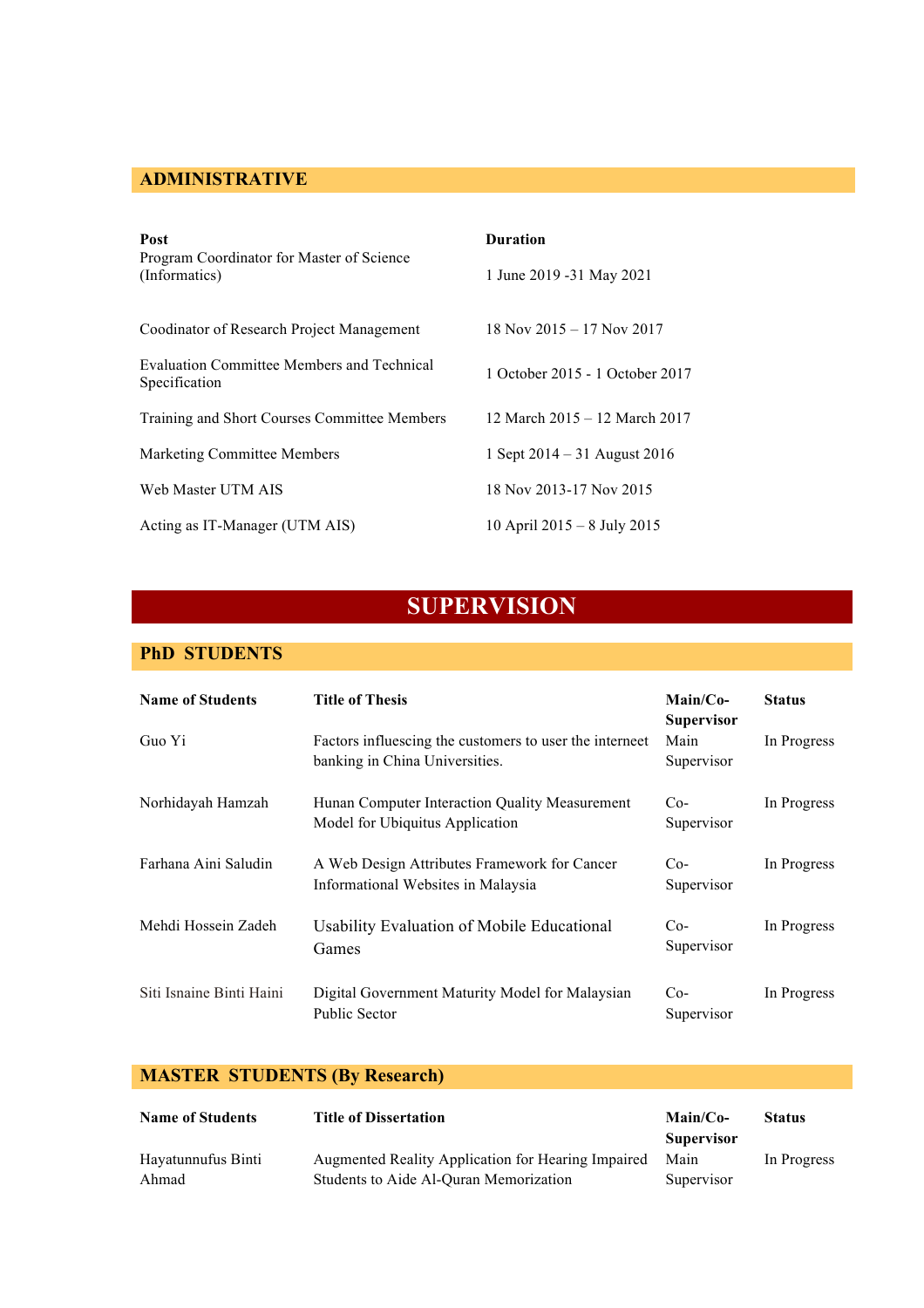## ADMINISTRATIVE

| Post | Duration |
|---|---|
| Program Coordinator for Master of Science (Informatics) | 1 June 2019 -31 May 2021 |
| Coodinator of Research Project Management | 18 Nov 2015 – 17 Nov 2017 |
| Evaluation Committee Members and Technical Specification | 1 October 2015 - 1 October 2017 |
| Training and Short Courses Committee Members | 12 March 2015 – 12 March 2017 |
| Marketing Committee Members | 1 Sept 2014 – 31 August 2016 |
| Web Master UTM AIS | 18 Nov 2013-17 Nov 2015 |
| Acting as IT-Manager (UTM AIS) | 10 April 2015 – 8 July 2015 |

# SUPERVISION

## PhD STUDENTS

| Name of Students | Title of Thesis | Main/Co-Supervisor | Status |
|---|---|---|---|
| Guo Yi | Factors influescing the customers to user the interneet banking in China Universities. | Main Supervisor | In Progress |
| Norhidayah Hamzah | Hunan Computer Interaction Quality Measurement Model for Ubiquitus Application | Co-Supervisor | In Progress |
| Farhana Aini Saludin | A Web Design Attributes Framework for Cancer Informational Websites in Malaysia | Co-Supervisor | In Progress |
| Mehdi Hossein Zadeh | Usability Evaluation of Mobile Educational Games | Co-Supervisor | In Progress |
| Siti Isnaine Binti Haini | Digital Government Maturity Model for Malaysian Public Sector | Co-Supervisor | In Progress |

## MASTER STUDENTS (By Research)

| Name of Students | Title of Dissertation | Main/Co-Supervisor | Status |
|---|---|---|---|
| Hayatunnufus Binti Ahmad | Augmented Reality Application for Hearing Impaired Students to Aide Al-Quran Memorization | Main Supervisor | In Progress |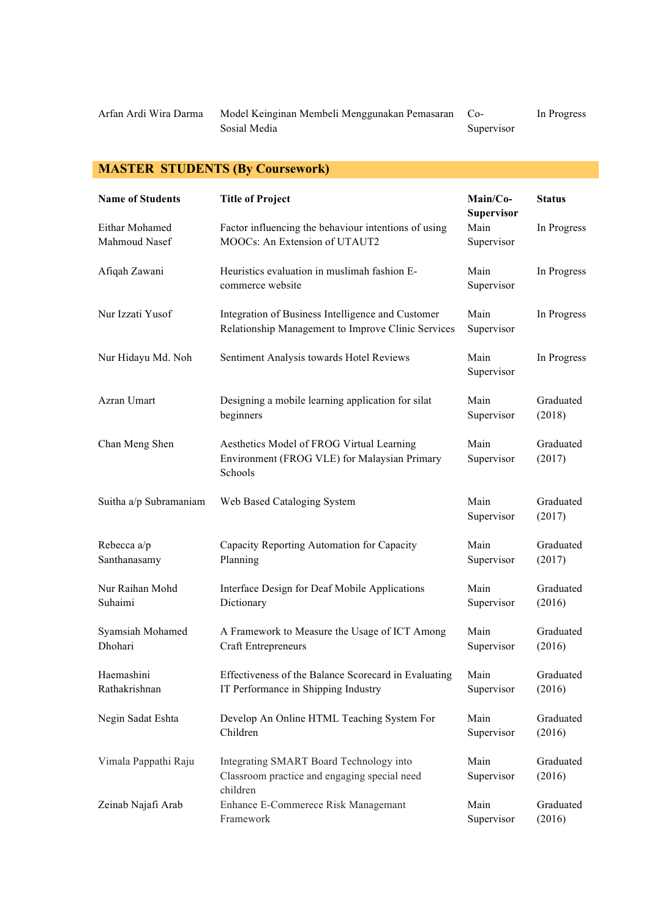| | | | |
|---|---|---|---|
| Arfan Ardi Wira Darma | Model Keinginan Membeli Menggunakan Pemasaran Sosial Media | Co-Supervisor | In Progress |

## MASTER STUDENTS (By Coursework)

| Name of Students | Title of Project | Main/Co-Supervisor | Status |
|---|---|---|---|
| Eithar Mohamed Mahmoud Nasef | Factor influencing the behaviour intentions of using MOOCs: An Extension of UTAUT2 | Main Supervisor | In Progress |
| Afiqah Zawani | Heuristics evaluation in muslimah fashion E-commerce website | Main Supervisor | In Progress |
| Nur Izzati Yusof | Integration of Business Intelligence and Customer Relationship Management to Improve Clinic Services | Main Supervisor | In Progress |
| Nur Hidayu Md. Noh | Sentiment Analysis towards Hotel Reviews | Main Supervisor | In Progress |
| Azran Umart | Designing a mobile learning application for silat beginners | Main Supervisor | Graduated (2018) |
| Chan Meng Shen | Aesthetics Model of FROG Virtual Learning Environment (FROG VLE) for Malaysian Primary Schools | Main Supervisor | Graduated (2017) |
| Suitha a/p Subramaniam | Web Based Cataloging System | Main Supervisor | Graduated (2017) |
| Rebecca a/p Santhanasamy | Capacity Reporting Automation for Capacity Planning | Main Supervisor | Graduated (2017) |
| Nur Raihan Mohd Suhaimi | Interface Design for Deaf Mobile Applications Dictionary | Main Supervisor | Graduated (2016) |
| Syamsiah Mohamed Dhohari | A Framework to Measure the Usage of ICT Among Craft Entrepreneurs | Main Supervisor | Graduated (2016) |
| Haemashini Rathakrishnan | Effectiveness of the Balance Scorecard in Evaluating IT Performance in Shipping Industry | Main Supervisor | Graduated (2016) |
| Negin Sadat Eshta | Develop An Online HTML Teaching System For Children | Main Supervisor | Graduated (2016) |
| Vimala Pappathi Raju | Integrating SMART Board Technology into Classroom practice and engaging special need children | Main Supervisor | Graduated (2016) |
| Zeinab Najafi Arab | Enhance E-Commerece Risk Managemant Framework | Main Supervisor | Graduated (2016) |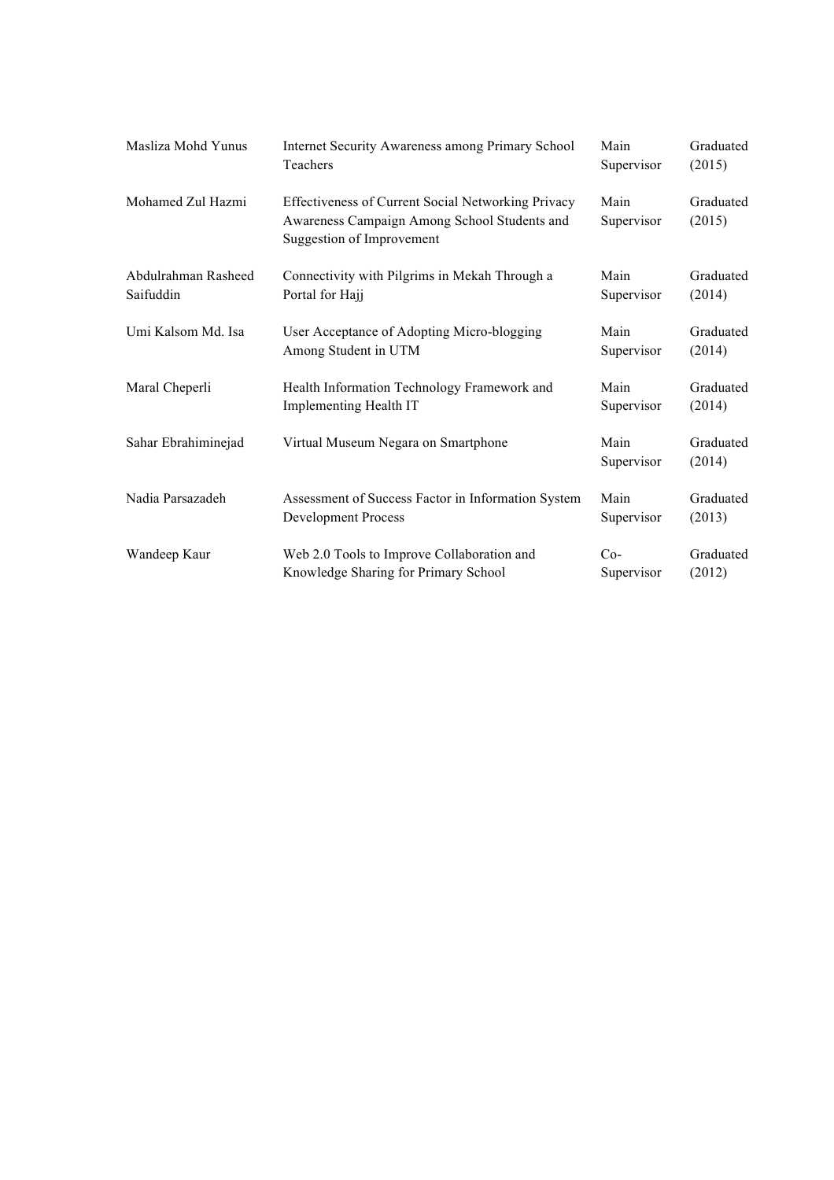| | | | |
|---|---|---|---|
| Masliza Mohd Yunus | Internet Security Awareness among Primary School Teachers | Main Supervisor | Graduated (2015) |
| Mohamed Zul Hazmi | Effectiveness of Current Social Networking Privacy Awareness Campaign Among School Students and Suggestion of Improvement | Main Supervisor | Graduated (2015) |
| Abdulrahman Rasheed Saifuddin | Connectivity with Pilgrims in Mekah Through a Portal for Hajj | Main Supervisor | Graduated (2014) |
| Umi Kalsom Md. Isa | User Acceptance of Adopting Micro-blogging Among Student in UTM | Main Supervisor | Graduated (2014) |
| Maral Cheperli | Health Information Technology Framework and Implementing Health IT | Main Supervisor | Graduated (2014) |
| Sahar Ebrahiminejad | Virtual Museum Negara on Smartphone | Main Supervisor | Graduated (2014) |
| Nadia Parsazadeh | Assessment of Success Factor in Information System Development Process | Main Supervisor | Graduated (2013) |
| Wandeep Kaur | Web 2.0 Tools to Improve Collaboration and Knowledge Sharing for Primary School | Co-Supervisor | Graduated (2012) |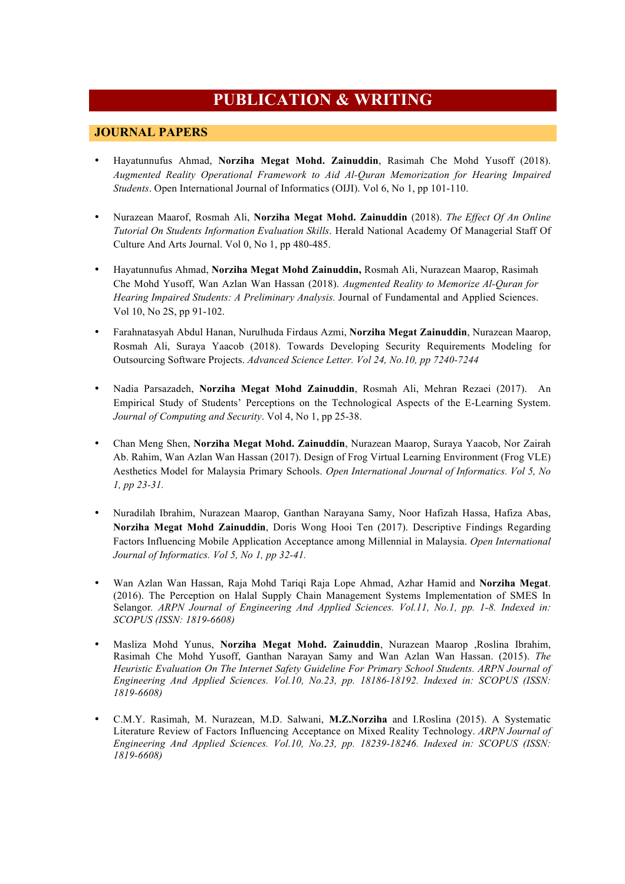# PUBLICATION & WRITING

## JOURNAL PAPERS

- Hayatunnufus Ahmad, **Norziha Megat Mohd. Zainuddin**, Rasimah Che Mohd Yusoff (2018). *Augmented Reality Operational Framework to Aid Al-Quran Memorization for Hearing Impaired Students*. Open International Journal of Informatics (OIJI). Vol 6, No 1, pp 101-110.

- Nurazean Maarof, Rosmah Ali, **Norziha Megat Mohd. Zainuddin** (2018). *The Effect Of An Online Tutorial On Students Information Evaluation Skills*. Herald National Academy Of Managerial Staff Of Culture And Arts Journal. Vol 0, No 1, pp 480-485.

- Hayatunnufus Ahmad, **Norziha Megat Mohd Zainuddin,** Rosmah Ali, Nurazean Maarop, Rasimah Che Mohd Yusoff, Wan Azlan Wan Hassan (2018). *Augmented Reality to Memorize Al-Quran for Hearing Impaired Students: A Preliminary Analysis.* Journal of Fundamental and Applied Sciences. Vol 10, No 2S, pp 91-102.

- Farahnatasyah Abdul Hanan, Nurulhuda Firdaus Azmi, **Norziha Megat Zainuddin**, Nurazean Maarop, Rosmah Ali, Suraya Yaacob (2018). Towards Developing Security Requirements Modeling for Outsourcing Software Projects. *Advanced Science Letter. Vol 24, No.10, pp 7240-7244*

- Nadia Parsazadeh, **Norziha Megat Mohd Zainuddin**, Rosmah Ali, Mehran Rezaei (2017). An Empirical Study of Students' Perceptions on the Technological Aspects of the E-Learning System. *Journal of Computing and Security*. Vol 4, No 1, pp 25-38.

- Chan Meng Shen, **Norziha Megat Mohd. Zainuddin**, Nurazean Maarop, Suraya Yaacob, Nor Zairah Ab. Rahim, Wan Azlan Wan Hassan (2017). Design of Frog Virtual Learning Environment (Frog VLE) Aesthetics Model for Malaysia Primary Schools. *Open International Journal of Informatics. Vol 5, No 1, pp 23-31.*

- Nuradilah Ibrahim, Nurazean Maarop, Ganthan Narayana Samy, Noor Hafizah Hassa, Hafiza Abas, **Norziha Megat Mohd Zainuddin**, Doris Wong Hooi Ten (2017). Descriptive Findings Regarding Factors Influencing Mobile Application Acceptance among Millennial in Malaysia. *Open International Journal of Informatics. Vol 5, No 1, pp 32-41.*

- Wan Azlan Wan Hassan, Raja Mohd Tariqi Raja Lope Ahmad, Azhar Hamid and **Norziha Megat**. (2016). The Perception on Halal Supply Chain Management Systems Implementation of SMES In Selangor. *ARPN Journal of Engineering And Applied Sciences. Vol.11, No.1, pp. 1-8. Indexed in: SCOPUS (ISSN: 1819-6608)*

- Masliza Mohd Yunus, **Norziha Megat Mohd. Zainuddin**, Nurazean Maarop ,Roslina Ibrahim, Rasimah Che Mohd Yusoff, Ganthan Narayan Samy and Wan Azlan Wan Hassan. (2015). *The Heuristic Evaluation On The Internet Safety Guideline For Primary School Students. ARPN Journal of Engineering And Applied Sciences. Vol.10, No.23, pp. 18186-18192. Indexed in: SCOPUS (ISSN: 1819-6608)*

- C.M.Y. Rasimah, M. Nurazean, M.D. Salwani, **M.Z.Norziha** and I.Roslina (2015). A Systematic Literature Review of Factors Influencing Acceptance on Mixed Reality Technology. *ARPN Journal of Engineering And Applied Sciences. Vol.10, No.23, pp. 18239-18246. Indexed in: SCOPUS (ISSN: 1819-6608)*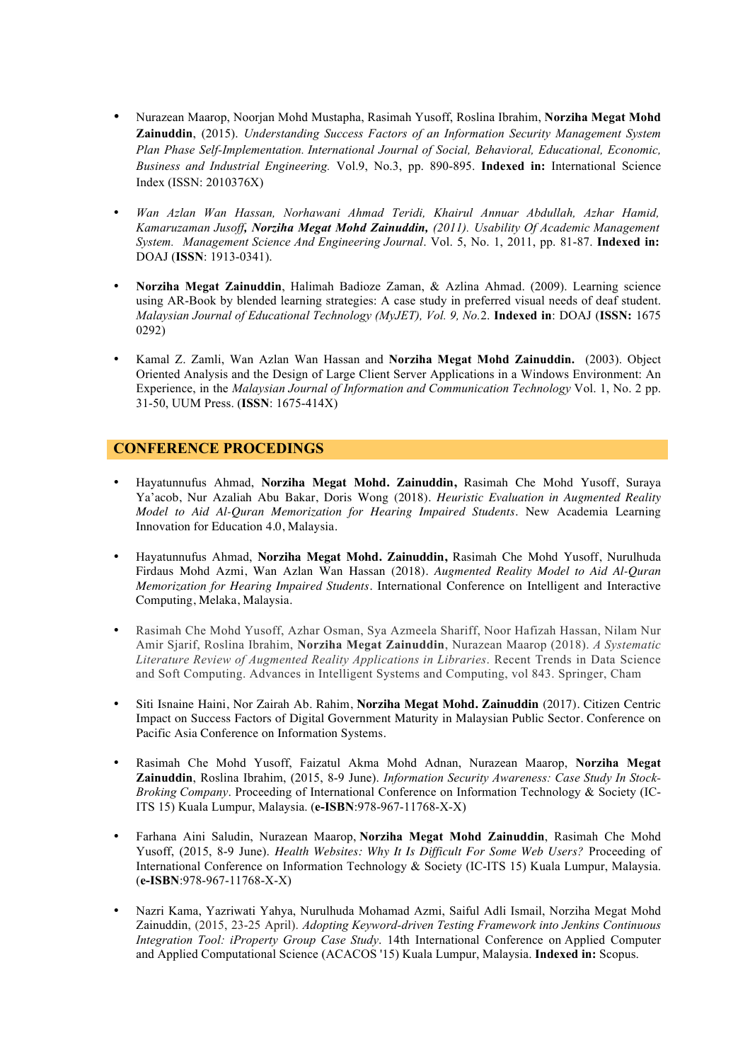- Nurazean Maarop, Noorjan Mohd Mustapha, Rasimah Yusoff, Roslina Ibrahim, **Norziha Megat Mohd Zainuddin**, (2015). *Understanding Success Factors of an Information Security Management System Plan Phase Self-Implementation. International Journal of Social, Behavioral, Educational, Economic, Business and Industrial Engineering.* Vol.9, No.3, pp. 890-895. **Indexed in:** International Science Index (ISSN: 2010376X)

- *Wan Azlan Wan Hassan, Norhawani Ahmad Teridi, Khairul Annuar Abdullah, Azhar Hamid, Kamaruzaman Jusoff,* ***Norziha Megat Mohd Zainuddin,*** *(2011). Usability Of Academic Management System. Management Science And Engineering Journal*. Vol. 5, No. 1, 2011, pp. 81-87. **Indexed in:** DOAJ (**ISSN**: 1913-0341).

- **Norziha Megat Zainuddin**, Halimah Badioze Zaman, & Azlina Ahmad. (2009). Learning science using AR-Book by blended learning strategies: A case study in preferred visual needs of deaf student. *Malaysian Journal of Educational Technology (MyJET), Vol. 9, No.*2. **Indexed in**: DOAJ (**ISSN:** 1675 0292)

- Kamal Z. Zamli, Wan Azlan Wan Hassan and **Norziha Megat Mohd Zainuddin.** (2003). Object Oriented Analysis and the Design of Large Client Server Applications in a Windows Environment: An Experience, in the *Malaysian Journal of Information and Communication Technology* Vol. 1, No. 2 pp. 31-50, UUM Press. (**ISSN**: 1675-414X)

## CONFERENCE PROCEDINGS

- Hayatunnufus Ahmad, **Norziha Megat Mohd. Zainuddin,** Rasimah Che Mohd Yusoff, Suraya Ya'acob, Nur Azaliah Abu Bakar, Doris Wong (2018). *Heuristic Evaluation in Augmented Reality Model to Aid Al-Quran Memorization for Hearing Impaired Students*. New Academia Learning Innovation for Education 4.0, Malaysia.

- Hayatunnufus Ahmad, **Norziha Megat Mohd. Zainuddin,** Rasimah Che Mohd Yusoff, Nurulhuda Firdaus Mohd Azmi, Wan Azlan Wan Hassan (2018). *Augmented Reality Model to Aid Al-Quran Memorization for Hearing Impaired Students*. International Conference on Intelligent and Interactive Computing, Melaka, Malaysia.

- Rasimah Che Mohd Yusoff, Azhar Osman, Sya Azmeela Shariff, Noor Hafizah Hassan, Nilam Nur Amir Sjarif, Roslina Ibrahim, **Norziha Megat Zainuddin**, Nurazean Maarop (2018). *A Systematic Literature Review of Augmented Reality Applications in Libraries*. Recent Trends in Data Science and Soft Computing. Advances in Intelligent Systems and Computing, vol 843. Springer, Cham

- Siti Isnaine Haini, Nor Zairah Ab. Rahim, **Norziha Megat Mohd. Zainuddin** (2017). Citizen Centric Impact on Success Factors of Digital Government Maturity in Malaysian Public Sector. Conference on Pacific Asia Conference on Information Systems.

- Rasimah Che Mohd Yusoff, Faizatul Akma Mohd Adnan, Nurazean Maarop, **Norziha Megat Zainuddin**, Roslina Ibrahim, (2015, 8-9 June). *Information Security Awareness: Case Study In Stock-Broking Company*. Proceeding of International Conference on Information Technology & Society (IC-ITS 15) Kuala Lumpur, Malaysia. (**e-ISBN**:978-967-11768-X-X)

- Farhana Aini Saludin, Nurazean Maarop, **Norziha Megat Mohd Zainuddin**, Rasimah Che Mohd Yusoff, (2015, 8-9 June). *Health Websites: Why It Is Difficult For Some Web Users?* Proceeding of International Conference on Information Technology & Society (IC-ITS 15) Kuala Lumpur, Malaysia. (**e-ISBN**:978-967-11768-X-X)

- Nazri Kama, Yazriwati Yahya, Nurulhuda Mohamad Azmi, Saiful Adli Ismail, Norziha Megat Mohd Zainuddin, (2015, 23-25 April). *Adopting Keyword-driven Testing Framework into Jenkins Continuous Integration Tool: iProperty Group Case Study*. 14th International Conference on Applied Computer and Applied Computational Science (ACACOS '15) Kuala Lumpur, Malaysia. **Indexed in:** Scopus.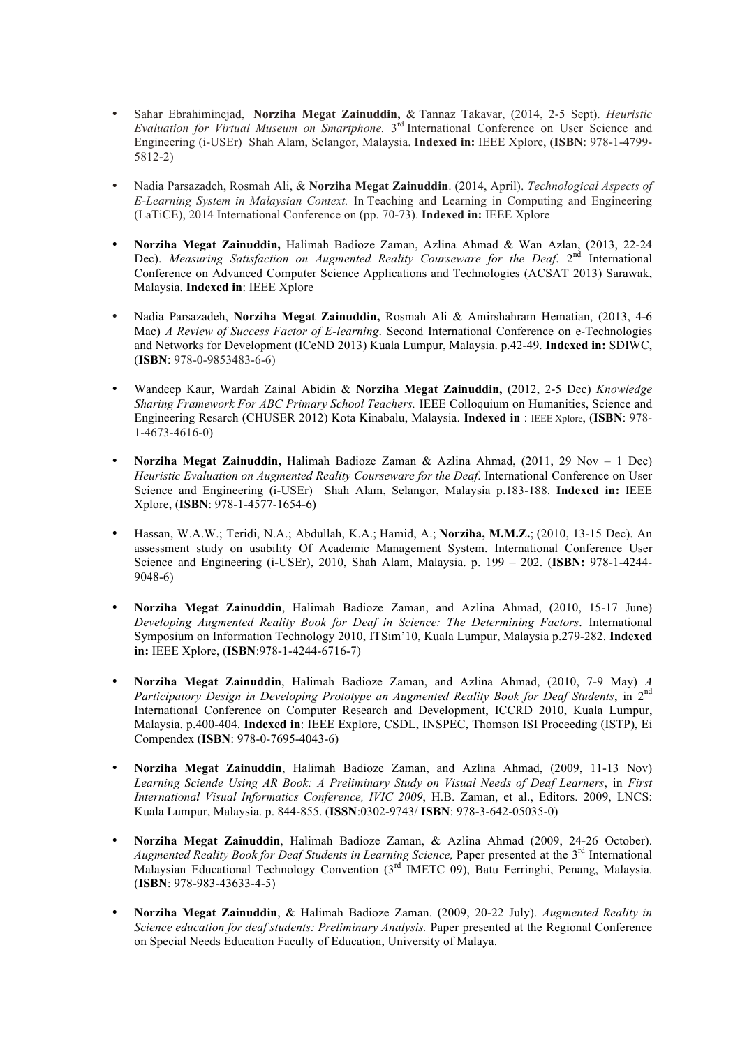- Sahar Ebrahiminejad, **Norziha Megat Zainuddin,** & Tannaz Takavar, (2014, 2-5 Sept). *Heuristic Evaluation for Virtual Museum on Smartphone.* 3rd International Conference on User Science and Engineering (i-USEr) Shah Alam, Selangor, Malaysia. **Indexed in:** IEEE Xplore, (**ISBN**: 978-1-4799-5812-2)

- Nadia Parsazadeh, Rosmah Ali, & **Norziha Megat Zainuddin**. (2014, April). *Technological Aspects of E-Learning System in Malaysian Context.* In Teaching and Learning in Computing and Engineering (LaTiCE), 2014 International Conference on (pp. 70-73). **Indexed in:** IEEE Xplore

- **Norziha Megat Zainuddin,** Halimah Badioze Zaman, Azlina Ahmad & Wan Azlan, (2013, 22-24 Dec). *Measuring Satisfaction on Augmented Reality Courseware for the Deaf*. 2nd International Conference on Advanced Computer Science Applications and Technologies (ACSAT 2013) Sarawak, Malaysia. **Indexed in**: IEEE Xplore

- Nadia Parsazadeh, **Norziha Megat Zainuddin,** Rosmah Ali & Amirshahram Hematian, (2013, 4-6 Mac) *A Review of Success Factor of E-learning*. Second International Conference on e-Technologies and Networks for Development (ICeND 2013) Kuala Lumpur, Malaysia. p.42-49. **Indexed in:** SDIWC, (**ISBN**: 978-0-9853483-6-6)

- Wandeep Kaur, Wardah Zainal Abidin & **Norziha Megat Zainuddin,** (2012, 2-5 Dec) *Knowledge Sharing Framework For ABC Primary School Teachers.* IEEE Colloquium on Humanities, Science and Engineering Resarch (CHUSER 2012) Kota Kinabalu, Malaysia. **Indexed in** : IEEE Xplore, (**ISBN**: 978-1-4673-4616-0)

- **Norziha Megat Zainuddin,** Halimah Badioze Zaman & Azlina Ahmad, (2011, 29 Nov – 1 Dec) *Heuristic Evaluation on Augmented Reality Courseware for the Deaf*. International Conference on User Science and Engineering (i-USEr) Shah Alam, Selangor, Malaysia p.183-188. **Indexed in:** IEEE Xplore, (**ISBN**: 978-1-4577-1654-6)

- Hassan, W.A.W.; Teridi, N.A.; Abdullah, K.A.; Hamid, A.; **Norziha, M.M.Z.**; (2010, 13-15 Dec). An assessment study on usability Of Academic Management System. International Conference User Science and Engineering (i-USEr), 2010, Shah Alam, Malaysia. p. 199 – 202. (**ISBN:** 978-1-4244-9048-6)

- **Norziha Megat Zainuddin**, Halimah Badioze Zaman, and Azlina Ahmad, (2010, 15-17 June) *Developing Augmented Reality Book for Deaf in Science: The Determining Factors*. International Symposium on Information Technology 2010, ITSim'10, Kuala Lumpur, Malaysia p.279-282. **Indexed in:** IEEE Xplore, (**ISBN**:978-1-4244-6716-7)

- **Norziha Megat Zainuddin**, Halimah Badioze Zaman, and Azlina Ahmad, (2010, 7-9 May) *A Participatory Design in Developing Prototype an Augmented Reality Book for Deaf Students*, in 2nd International Conference on Computer Research and Development, ICCRD 2010, Kuala Lumpur, Malaysia. p.400-404. **Indexed in**: IEEE Explore, CSDL, INSPEC, Thomson ISI Proceeding (ISTP), Ei Compendex (**ISBN**: 978-0-7695-4043-6)

- **Norziha Megat Zainuddin**, Halimah Badioze Zaman, and Azlina Ahmad, (2009, 11-13 Nov) *Learning Sciende Using AR Book: A Preliminary Study on Visual Needs of Deaf Learners*, in *First International Visual Informatics Conference, IVIC 2009*, H.B. Zaman, et al., Editors. 2009, LNCS: Kuala Lumpur, Malaysia. p. 844-855. (**ISSN**:0302-9743/ **ISBN**: 978-3-642-05035-0)

- **Norziha Megat Zainuddin**, Halimah Badioze Zaman, & Azlina Ahmad (2009, 24-26 October). *Augmented Reality Book for Deaf Students in Learning Science,* Paper presented at the 3rd International Malaysian Educational Technology Convention (3rd IMETC 09), Batu Ferringhi, Penang, Malaysia. (**ISBN**: 978-983-43633-4-5)

- **Norziha Megat Zainuddin**, & Halimah Badioze Zaman. (2009, 20-22 July). *Augmented Reality in Science education for deaf students: Preliminary Analysis.* Paper presented at the Regional Conference on Special Needs Education Faculty of Education, University of Malaya.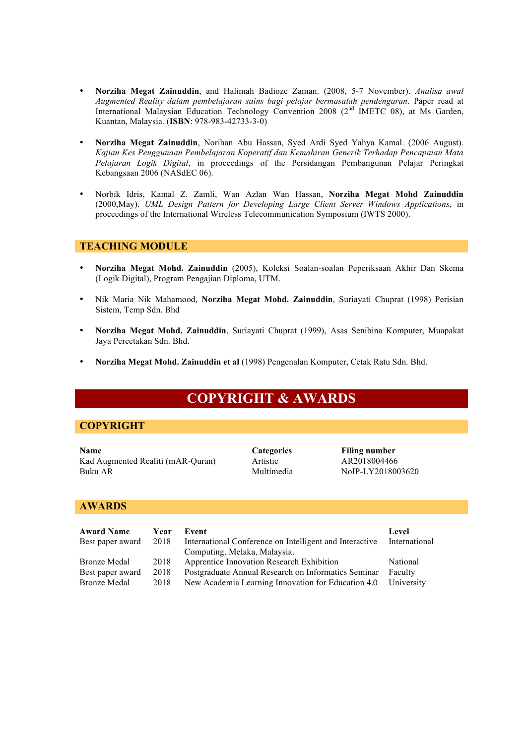- **Norziha Megat Zainuddin**, and Halimah Badioze Zaman. (2008, 5-7 November). *Analisa awal Augmented Reality dalam pembelajaran sains bagi pelajar bermasalah pendengaran*. Paper read at International Malaysian Education Technology Convention 2008 (2nd IMETC 08), at Ms Garden, Kuantan, Malaysia. (**ISBN**: 978-983-42733-3-0)

- **Norziha Megat Zainuddin**, Norihan Abu Hassan, Syed Ardi Syed Yahya Kamal. (2006 August). *Kajian Kes Penggunaan Pembelajaran Koperatif dan Kemahiran Generik Terhadap Pencapaian Mata Pelajaran Logik Digital*, in proceedings of the Persidangan Pembangunan Pelajar Peringkat Kebangsaan 2006 (NASdEC 06).

- Norbik Idris, Kamal Z. Zamli, Wan Azlan Wan Hassan, **Norziha Megat Mohd Zainuddin** (2000,May). *UML Design Pattern for Developing Large Client Server Windows Applications*, in proceedings of the International Wireless Telecommunication Symposium (IWTS 2000).

## TEACHING MODULE

- **Norziha Megat Mohd. Zainuddin** (2005), Koleksi Soalan-soalan Peperiksaan Akhir Dan Skema (Logik Digital), Program Pengajian Diploma, UTM.

- Nik Maria Nik Mahamood, **Norziha Megat Mohd. Zainuddin**, Suriayati Chuprat (1998) Perisian Sistem, Temp Sdn. Bhd

- **Norziha Megat Mohd. Zainuddin**, Suriayati Chuprat (1999), Asas Senibina Komputer, Muapakat Jaya Percetakan Sdn. Bhd.

- **Norziha Megat Mohd. Zainuddin et al** (1998) Pengenalan Komputer, Cetak Ratu Sdn. Bhd.

# COPYRIGHT & AWARDS

## COPYRIGHT

| Name | Categories | Filing number |
|---|---|---|
| Kad Augmented Realiti (mAR-Quran) | Artistic | AR2018004466 |
| Buku AR | Multimedia | NoIP-LY2018003620 |

## AWARDS

| Award Name | Year | Event | Level |
|---|---|---|---|
| Best paper award | 2018 | International Conference on Intelligent and Interactive Computing, Melaka, Malaysia. | International |
| Bronze Medal | 2018 | Apprentice Innovation Research Exhibition | National |
| Best paper award | 2018 | Postgraduate Annual Research on Informatics Seminar | Faculty |
| Bronze Medal | 2018 | New Academia Learning Innovation for Education 4.0 | University |